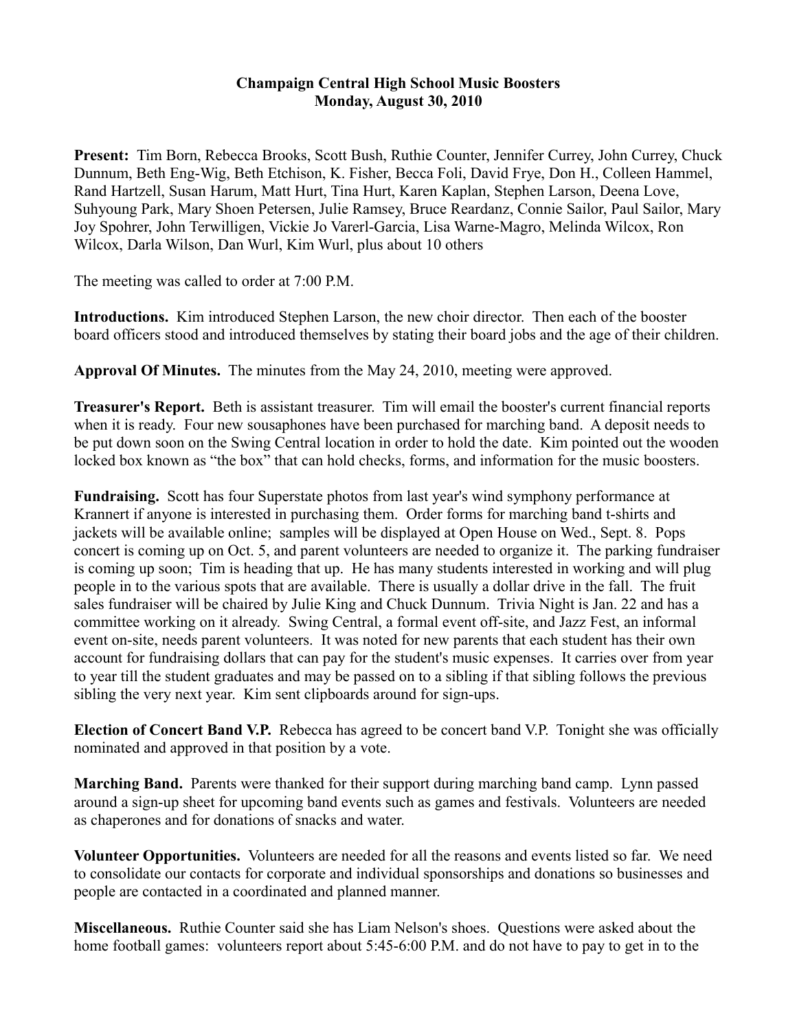# Champaign Central High School Music Boosters
## Monday, August 30, 2010

**Present:** Tim Born, Rebecca Brooks, Scott Bush, Ruthie Counter, Jennifer Currey, John Currey, Chuck Dunnum, Beth Eng-Wig, Beth Etchison, K. Fisher, Becca Foli, David Frye, Don H., Colleen Hammel, Rand Hartzell, Susan Harum, Matt Hurt, Tina Hurt, Karen Kaplan, Stephen Larson, Deena Love, Suhyoung Park, Mary Shoen Petersen, Julie Ramsey, Bruce Reardanz, Connie Sailor, Paul Sailor, Mary Joy Spohrer, John Terwilligen, Vickie Jo Varerl-Garcia, Lisa Warne-Magro, Melinda Wilcox, Ron Wilcox, Darla Wilson, Dan Wurl, Kim Wurl, plus about 10 others

The meeting was called to order at 7:00 P.M.

**Introductions.** Kim introduced Stephen Larson, the new choir director. Then each of the booster board officers stood and introduced themselves by stating their board jobs and the age of their children.

**Approval Of Minutes.** The minutes from the May 24, 2010, meeting were approved.

**Treasurer's Report.** Beth is assistant treasurer. Tim will email the booster's current financial reports when it is ready. Four new sousaphones have been purchased for marching band. A deposit needs to be put down soon on the Swing Central location in order to hold the date. Kim pointed out the wooden locked box known as "the box" that can hold checks, forms, and information for the music boosters.

**Fundraising.** Scott has four Superstate photos from last year's wind symphony performance at Krannert if anyone is interested in purchasing them. Order forms for marching band t-shirts and jackets will be available online; samples will be displayed at Open House on Wed., Sept. 8. Pops concert is coming up on Oct. 5, and parent volunteers are needed to organize it. The parking fundraiser is coming up soon; Tim is heading that up. He has many students interested in working and will plug people in to the various spots that are available. There is usually a dollar drive in the fall. The fruit sales fundraiser will be chaired by Julie King and Chuck Dunnum. Trivia Night is Jan. 22 and has a committee working on it already. Swing Central, a formal event off-site, and Jazz Fest, an informal event on-site, needs parent volunteers. It was noted for new parents that each student has their own account for fundraising dollars that can pay for the student's music expenses. It carries over from year to year till the student graduates and may be passed on to a sibling if that sibling follows the previous sibling the very next year. Kim sent clipboards around for sign-ups.

**Election of Concert Band V.P.** Rebecca has agreed to be concert band V.P. Tonight she was officially nominated and approved in that position by a vote.

**Marching Band.** Parents were thanked for their support during marching band camp. Lynn passed around a sign-up sheet for upcoming band events such as games and festivals. Volunteers are needed as chaperones and for donations of snacks and water.

**Volunteer Opportunities.** Volunteers are needed for all the reasons and events listed so far. We need to consolidate our contacts for corporate and individual sponsorships and donations so businesses and people are contacted in a coordinated and planned manner.

**Miscellaneous.** Ruthie Counter said she has Liam Nelson's shoes. Questions were asked about the home football games: volunteers report about 5:45-6:00 P.M. and do not have to pay to get in to the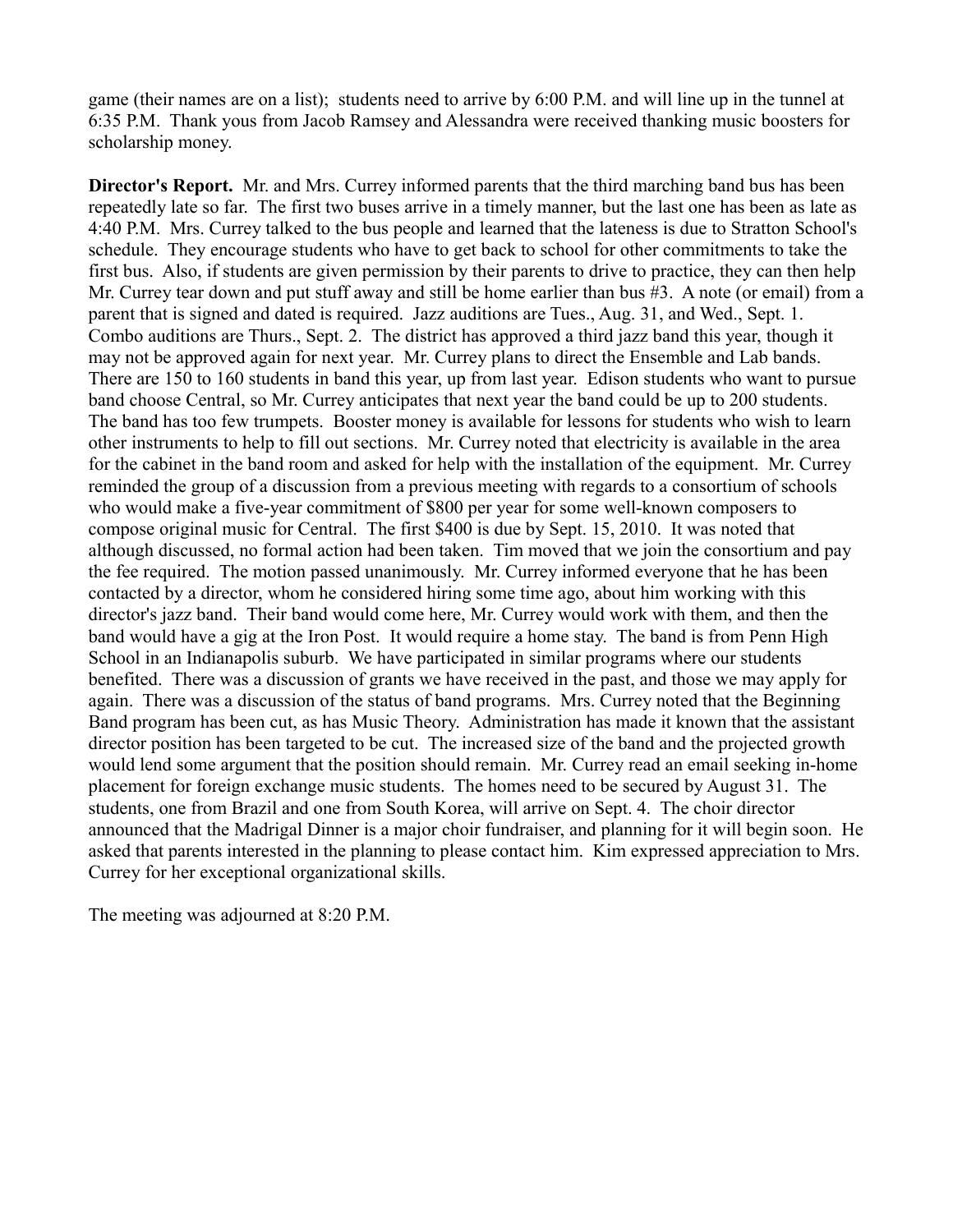game (their names are on a list); students need to arrive by 6:00 P.M. and will line up in the tunnel at 6:35 P.M. Thank yous from Jacob Ramsey and Alessandra were received thanking music boosters for scholarship money.

**Director's Report.** Mr. and Mrs. Currey informed parents that the third marching band bus has been repeatedly late so far. The first two buses arrive in a timely manner, but the last one has been as late as 4:40 P.M. Mrs. Currey talked to the bus people and learned that the lateness is due to Stratton School's schedule. They encourage students who have to get back to school for other commitments to take the first bus. Also, if students are given permission by their parents to drive to practice, they can then help Mr. Currey tear down and put stuff away and still be home earlier than bus #3. A note (or email) from a parent that is signed and dated is required. Jazz auditions are Tues., Aug. 31, and Wed., Sept. 1. Combo auditions are Thurs., Sept. 2. The district has approved a third jazz band this year, though it may not be approved again for next year. Mr. Currey plans to direct the Ensemble and Lab bands. There are 150 to 160 students in band this year, up from last year. Edison students who want to pursue band choose Central, so Mr. Currey anticipates that next year the band could be up to 200 students. The band has too few trumpets. Booster money is available for lessons for students who wish to learn other instruments to help to fill out sections. Mr. Currey noted that electricity is available in the area for the cabinet in the band room and asked for help with the installation of the equipment. Mr. Currey reminded the group of a discussion from a previous meeting with regards to a consortium of schools who would make a five-year commitment of $800 per year for some well-known composers to compose original music for Central. The first $400 is due by Sept. 15, 2010. It was noted that although discussed, no formal action had been taken. Tim moved that we join the consortium and pay the fee required. The motion passed unanimously. Mr. Currey informed everyone that he has been contacted by a director, whom he considered hiring some time ago, about him working with this director's jazz band. Their band would come here, Mr. Currey would work with them, and then the band would have a gig at the Iron Post. It would require a home stay. The band is from Penn High School in an Indianapolis suburb. We have participated in similar programs where our students benefited. There was a discussion of grants we have received in the past, and those we may apply for again. There was a discussion of the status of band programs. Mrs. Currey noted that the Beginning Band program has been cut, as has Music Theory. Administration has made it known that the assistant director position has been targeted to be cut. The increased size of the band and the projected growth would lend some argument that the position should remain. Mr. Currey read an email seeking in-home placement for foreign exchange music students. The homes need to be secured by August 31. The students, one from Brazil and one from South Korea, will arrive on Sept. 4. The choir director announced that the Madrigal Dinner is a major choir fundraiser, and planning for it will begin soon. He asked that parents interested in the planning to please contact him. Kim expressed appreciation to Mrs. Currey for her exceptional organizational skills.

The meeting was adjourned at 8:20 P.M.